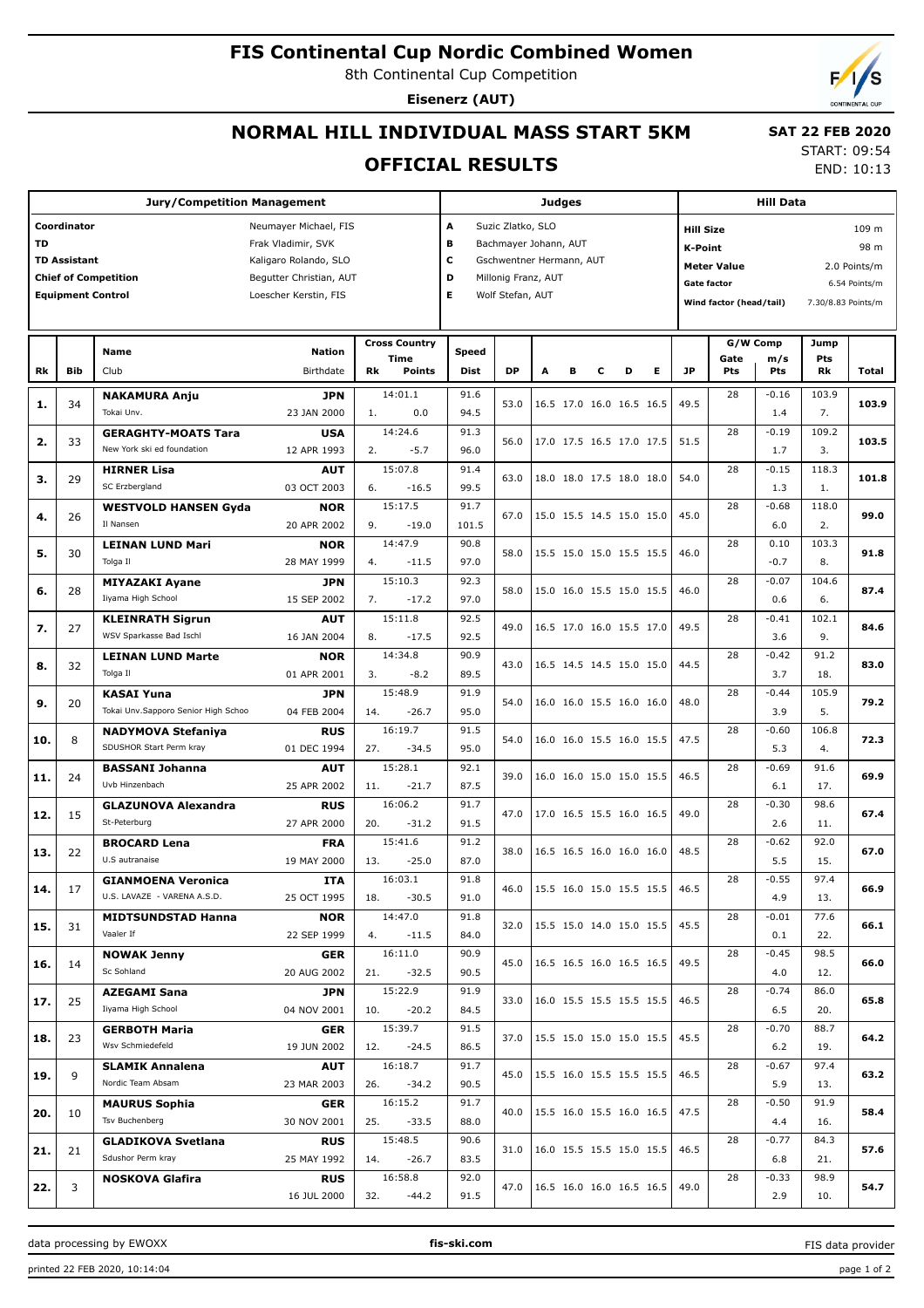# FIS Continental Cup Nordic Combined Women

8th Continental Cup Competition

**Eisenerz (AUT)**

## NORMAL HILL INDIVIDUAL MASS START 5KM

## OFFICIAL RESULTS

**SAT 22 FEB 2020**
START: 09:54
END: 10:13

| Jury/Competition Management | | Judges | | Hill Data | |
|---|---|---|---|---|---|
| Coordinator | Neumayer Michael, FIS | A | Suzic Zlatko, SLO | Hill Size | 109 m |
| TD | Frak Vladimir, SVK | B | Bachmayer Johann, AUT | K-Point | 98 m |
| TD Assistant | Kaligaro Rolando, SLO | C | Gschwentner Hermann, AUT | Meter Value | 2.0 Points/m |
| Chief of Competition | Begutter Christian, AUT | D | Millonig Franz, AUT | Gate factor | 6.54 Points/m |
| Equipment Control | Loescher Kerstin, FIS | E | Wolf Stefan, AUT | Wind factor (head/tail) | 7.30/8.83 Points/m |

| Rk | Bib | Name / Club | Nation / Birthdate | Cross Country Time | CC Rk / Points | Speed / Dist | DP | A | B | C | D | E | JP | G/W Comp Gate / Pts | m/s / Pts | Jump Pts / Rk | Total |
|---|---|---|---|---|---|---|---|---|---|---|---|---|---|---|---|---|---|
| 1. | 34 | **NAKAMURA Anju**<br>Tokai Unv. | **JPN**<br>23 JAN 2000 | 14:01.1 | 1. 0.0 | 91.6<br>94.5 | 53.0 | 16.5 | 17.0 | 16.0 | 16.5 | 16.5 | 49.5 | 28 | -0.16<br>1.4 | 103.9<br>7. | **103.9** |
| 2. | 33 | **GERAGHTY-MOATS Tara**<br>New York ski ed foundation | **USA**<br>12 APR 1993 | 14:24.6 | 2. -5.7 | 91.3<br>96.0 | 56.0 | 17.0 | 17.5 | 16.5 | 17.0 | 17.5 | 51.5 | 28 | -0.19<br>1.7 | 109.2<br>3. | **103.5** |
| 3. | 29 | **HIRNER Lisa**<br>SC Erzbergland | **AUT**<br>03 OCT 2003 | 15:07.8 | 6. -16.5 | 91.4<br>99.5 | 63.0 | 18.0 | 18.0 | 17.5 | 18.0 | 18.0 | 54.0 | 28 | -0.15<br>1.3 | 118.3<br>1. | **101.8** |
| 4. | 26 | **WESTVOLD HANSEN Gyda**<br>Il Nansen | **NOR**<br>20 APR 2002 | 15:17.5 | 9. -19.0 | 91.7<br>101.5 | 67.0 | 15.0 | 15.5 | 14.5 | 15.0 | 15.0 | 45.0 | 28 | -0.68<br>6.0 | 118.0<br>2. | **99.0** |
| 5. | 30 | **LEINAN LUND Mari**<br>Tolga Il | **NOR**<br>28 MAY 1999 | 14:47.9 | 4. -11.5 | 90.8<br>97.0 | 58.0 | 15.5 | 15.0 | 15.0 | 15.5 | 15.5 | 46.0 | 28 | 0.10<br>-0.7 | 103.3<br>8. | **91.8** |
| 6. | 28 | **MIYAZAKI Ayane**<br>Iiyama High School | **JPN**<br>15 SEP 2002 | 15:10.3 | 7. -17.2 | 92.3<br>97.0 | 58.0 | 15.0 | 16.0 | 15.5 | 15.0 | 15.5 | 46.0 | 28 | -0.07<br>0.6 | 104.6<br>6. | **87.4** |
| 7. | 27 | **KLEINRATH Sigrun**<br>WSV Sparkasse Bad Ischl | **AUT**<br>16 JAN 2004 | 15:11.8 | 8. -17.5 | 92.5<br>92.5 | 49.0 | 16.5 | 17.0 | 16.0 | 15.5 | 17.0 | 49.5 | 28 | -0.41<br>3.6 | 102.1<br>9. | **84.6** |
| 8. | 32 | **LEINAN LUND Marte**<br>Tolga Il | **NOR**<br>01 APR 2001 | 14:34.8 | 3. -8.2 | 90.9<br>89.5 | 43.0 | 16.5 | 14.5 | 14.5 | 15.0 | 15.0 | 44.5 | 28 | -0.42<br>3.7 | 91.2<br>18. | **83.0** |
| 9. | 20 | **KASAI Yuna**<br>Tokai Unv.Sapporo Senior High Schoo | **JPN**<br>04 FEB 2004 | 15:48.9 | 14. -26.7 | 91.9<br>95.0 | 54.0 | 16.0 | 16.0 | 15.5 | 16.0 | 16.0 | 48.0 | 28 | -0.44<br>3.9 | 105.9<br>5. | **79.2** |
| 10. | 8 | **NADYMOVA Stefaniya**<br>SDUSHOR Start Perm kray | **RUS**<br>01 DEC 1994 | 16:19.7 | 27. -34.5 | 91.5<br>95.0 | 54.0 | 16.0 | 16.0 | 15.5 | 16.0 | 15.5 | 47.5 | 28 | -0.60<br>5.3 | 106.8<br>4. | **72.3** |
| 11. | 24 | **BASSANI Johanna**<br>Uvb Hinzenbach | **AUT**<br>25 APR 2002 | 15:28.1 | 11. -21.7 | 92.1<br>87.5 | 39.0 | 16.0 | 16.0 | 15.0 | 15.0 | 15.5 | 46.5 | 28 | -0.69<br>6.1 | 91.6<br>17. | **69.9** |
| 12. | 15 | **GLAZUNOVA Alexandra**<br>St-Petersburg | **RUS**<br>27 APR 2000 | 16:06.2 | 20. -31.2 | 91.7<br>91.5 | 47.0 | 17.0 | 16.5 | 15.5 | 16.0 | 16.5 | 49.0 | 28 | -0.30<br>2.6 | 98.6<br>11. | **67.4** |
| 13. | 22 | **BROCARD Lena**<br>U.S autranaise | **FRA**<br>19 MAY 2000 | 15:41.6 | 13. -25.0 | 91.2<br>87.0 | 38.0 | 16.5 | 16.5 | 16.0 | 16.0 | 16.0 | 48.5 | 28 | -0.62<br>5.5 | 92.0<br>15. | **67.0** |
| 14. | 17 | **GIANMOENA Veronica**<br>U.S. LAVAZZE - VARENA A.S.D. | **ITA**<br>25 OCT 1995 | 16:03.1 | 18. -30.5 | 91.8<br>91.0 | 46.0 | 15.5 | 16.0 | 15.0 | 15.5 | 15.5 | 46.5 | 28 | -0.55<br>4.9 | 97.4<br>13. | **66.9** |
| 15. | 31 | **MIDTSUNDSTAD Hanna**<br>Vaaler If | **NOR**<br>22 SEP 1999 | 14:47.0 | 4. -11.5 | 91.8<br>84.0 | 32.0 | 15.5 | 15.0 | 14.0 | 15.0 | 15.5 | 45.5 | 28 | -0.01<br>0.1 | 77.6<br>22. | **66.1** |
| 16. | 14 | **NOWAK Jenny**<br>Sc Sohland | **GER**<br>20 AUG 2002 | 16:11.0 | 21. -32.5 | 90.9<br>90.5 | 45.0 | 16.5 | 16.5 | 16.0 | 16.5 | 16.5 | 49.5 | 28 | -0.45<br>4.0 | 98.5<br>12. | **66.0** |
| 17. | 25 | **AZEGAMI Sana**<br>Iiyama High School | **JPN**<br>04 NOV 2001 | 15:22.9 | 10. -20.2 | 91.9<br>84.5 | 33.0 | 16.0 | 15.5 | 15.5 | 15.5 | 15.5 | 46.5 | 28 | -0.74<br>6.5 | 86.0<br>20. | **65.8** |
| 18. | 23 | **GERBOTH Maria**<br>Wsv Schmiedefeld | **GER**<br>19 JUN 2002 | 15:39.7 | 12. -24.5 | 91.5<br>86.5 | 37.0 | 15.5 | 15.0 | 15.0 | 15.0 | 15.5 | 45.5 | 28 | -0.70<br>6.2 | 88.7<br>19. | **64.2** |
| 19. | 9 | **SLAMIK Annalena**<br>Nordic Team Absam | **AUT**<br>23 MAR 2003 | 16:18.7 | 26. -34.2 | 91.7<br>90.5 | 45.0 | 15.5 | 16.0 | 15.5 | 15.5 | 15.5 | 46.5 | 28 | -0.67<br>5.9 | 97.4<br>13. | **63.2** |
| 20. | 10 | **MAURUS Sophia**<br>Tsv Buchenberg | **GER**<br>30 NOV 2001 | 16:15.2 | 25. -33.5 | 91.7<br>88.0 | 40.0 | 15.5 | 16.0 | 15.5 | 16.0 | 16.5 | 47.5 | 28 | -0.50<br>4.4 | 91.9<br>16. | **58.4** |
| 21. | 21 | **GLADIKOVA Svetlana**<br>Sdushor Perm kray | **RUS**<br>25 MAY 1992 | 15:48.5 | 14. -26.7 | 90.6<br>83.5 | 31.0 | 16.0 | 15.5 | 15.5 | 15.0 | 15.5 | 46.5 | 28 | -0.77<br>6.8 | 84.3<br>21. | **57.6** |
| 22. | 3 | **NOSKOVA Glafira** | **RUS**<br>16 JUL 2000 | 16:58.8 | 32. -44.2 | 92.0<br>91.5 | 47.0 | 16.5 | 16.0 | 16.0 | 16.5 | 16.5 | 49.0 | 28 | -0.33<br>2.9 | 98.9<br>10. | **54.7** |

data processing by EWOXX | fis-ski.com | FIS data provider

printed 22 FEB 2020, 10:14:04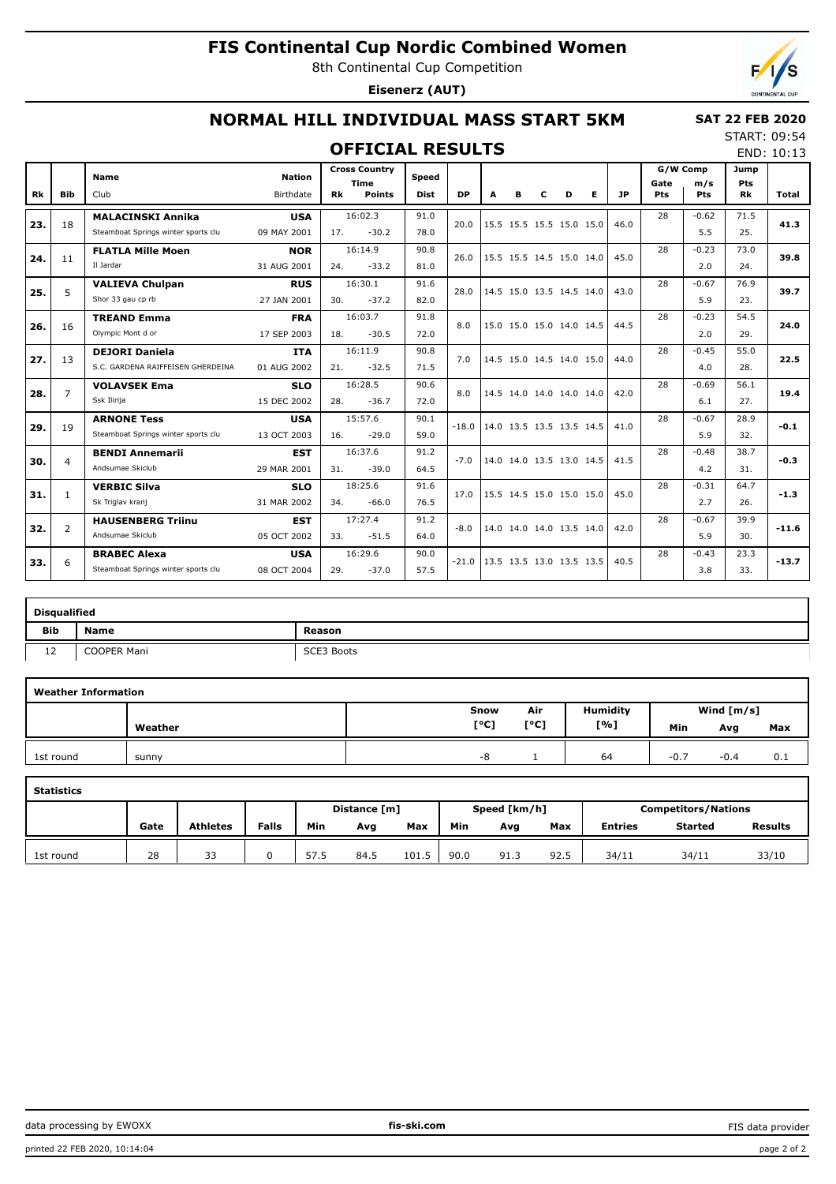# FIS Continental Cup Nordic Combined Women

8th Continental Cup Competition

**Eisenerz (AUT)**

## NORMAL HILL INDIVIDUAL MASS START 5KM

**SAT 22 FEB 2020**

START: 09:54

END: 10:13

## OFFICIAL RESULTS

| Rk | Bib | Name / Club | Nation / Birthdate | Cross Country Time / Rk | Cross Country Points | Speed / Dist | DP | A | B | C | D | E | JP | G/W Comp Gate / Pts | G/W Comp m/s / Pts | Jump Pts / Rk | Total |
|---|---|---|---|---|---|---|---|---|---|---|---|---|---|---|---|---|---|
| 23. | 18 | **MALACINSKI Annika** Steamboat Springs winter sports clu | **USA** 09 MAY 2001 | 16:02.3 17. | -30.2 | 91.0 78.0 | 20.0 | 15.5 | 15.5 | 15.5 | 15.0 | 15.0 | 46.0 | 28 | -0.62 5.5 | 71.5 25. | **41.3** |
| 24. | 11 | **FLATLA Mille Moen** Il Jardar | **NOR** 31 AUG 2001 | 16:14.9 24. | -33.2 | 90.8 81.0 | 26.0 | 15.5 | 15.5 | 14.5 | 15.0 | 14.0 | 45.0 | 28 | -0.23 2.0 | 73.0 24. | **39.8** |
| 25. | 5 | **VALIEVA Chulpan** Shor 33 gau cp rb | **RUS** 27 JAN 2001 | 16:30.1 30. | -37.2 | 91.6 82.0 | 28.0 | 14.5 | 15.0 | 13.5 | 14.5 | 14.0 | 43.0 | 28 | -0.67 5.9 | 76.9 23. | **39.7** |
| 26. | 16 | **TREAND Emma** Olympic Mont d or | **FRA** 17 SEP 2003 | 16:03.7 18. | -30.5 | 91.8 72.0 | 8.0 | 15.0 | 15.0 | 15.0 | 14.0 | 14.5 | 44.5 | 28 | -0.23 2.0 | 54.5 29. | **24.0** |
| 27. | 13 | **DEJORI Daniela** S.C. GARDENA RAIFFEISEN GHERDEINA | **ITA** 01 AUG 2002 | 16:11.9 21. | -32.5 | 90.8 71.5 | 7.0 | 14.5 | 15.0 | 14.5 | 14.0 | 15.0 | 44.0 | 28 | -0.45 4.0 | 55.0 28. | **22.5** |
| 28. | 7 | **VOLAVSEK Ema** Ssk Ilirija | **SLO** 15 DEC 2002 | 16:28.5 28. | -36.7 | 90.6 72.0 | 8.0 | 14.5 | 14.0 | 14.0 | 14.0 | 14.0 | 42.0 | 28 | -0.69 6.1 | 56.1 27. | **19.4** |
| 29. | 19 | **ARNONE Tess** Steamboat Springs winter sports clu | **USA** 13 OCT 2003 | 15:57.6 16. | -29.0 | 90.1 59.0 | -18.0 | 14.0 | 13.5 | 13.5 | 13.5 | 14.5 | 41.0 | 28 | -0.67 5.9 | 28.9 32. | **-0.1** |
| 30. | 4 | **BENDI Annemarii** Andsumae Skiclub | **EST** 29 MAR 2001 | 16:37.6 31. | -39.0 | 91.2 64.5 | -7.0 | 14.0 | 14.0 | 13.5 | 13.0 | 14.5 | 41.5 | 28 | -0.48 4.2 | 38.7 31. | **-0.3** |
| 31. | 1 | **VERBIC Silva** Sk Triglav kranj | **SLO** 31 MAR 2002 | 18:25.6 34. | -66.0 | 91.6 76.5 | 17.0 | 15.5 | 14.5 | 15.0 | 15.0 | 15.0 | 45.0 | 28 | -0.31 2.7 | 64.7 26. | **-1.3** |
| 32. | 2 | **HAUSENBERG Triinu** Andsumae Skiclub | **EST** 05 OCT 2002 | 17:27.4 33. | -51.5 | 91.2 64.0 | -8.0 | 14.0 | 14.0 | 14.0 | 13.5 | 14.0 | 42.0 | 28 | -0.67 5.9 | 39.9 30. | **-11.6** |
| 33. | 6 | **BRABEC Alexa** Steamboat Springs winter sports clu | **USA** 08 OCT 2004 | 16:29.6 29. | -37.0 | 90.0 57.5 | -21.0 | 13.5 | 13.5 | 13.0 | 13.5 | 13.5 | 40.5 | 28 | -0.43 3.8 | 23.3 33. | **-13.7** |

**Disqualified**

| Bib | Name | Reason |
|---|---|---|
| 12 | COOPER Mani | SCE3 Boots |

**Weather Information**

| | Weather | Snow [°C] | Air [°C] | Humidity [%] | Wind [m/s] Min | Wind [m/s] Avg | Wind [m/s] Max |
|---|---|---|---|---|---|---|---|
| 1st round | sunny | -8 | 1 | 64 | -0.7 | -0.4 | 0.1 |

**Statistics**

| | Gate | Athletes | Falls | Distance [m] Min | Distance [m] Avg | Distance [m] Max | Speed [km/h] Min | Speed [km/h] Avg | Speed [km/h] Max | Competitors/Nations Entries | Competitors/Nations Started | Competitors/Nations Results |
|---|---|---|---|---|---|---|---|---|---|---|---|---|
| 1st round | 28 | 33 | 0 | 57.5 | 84.5 | 101.5 | 90.0 | 91.3 | 92.5 | 34/11 | 34/11 | 33/10 |

data processing by EWOXX | fis-ski.com | FIS data provider

printed 22 FEB 2020, 10:14:04